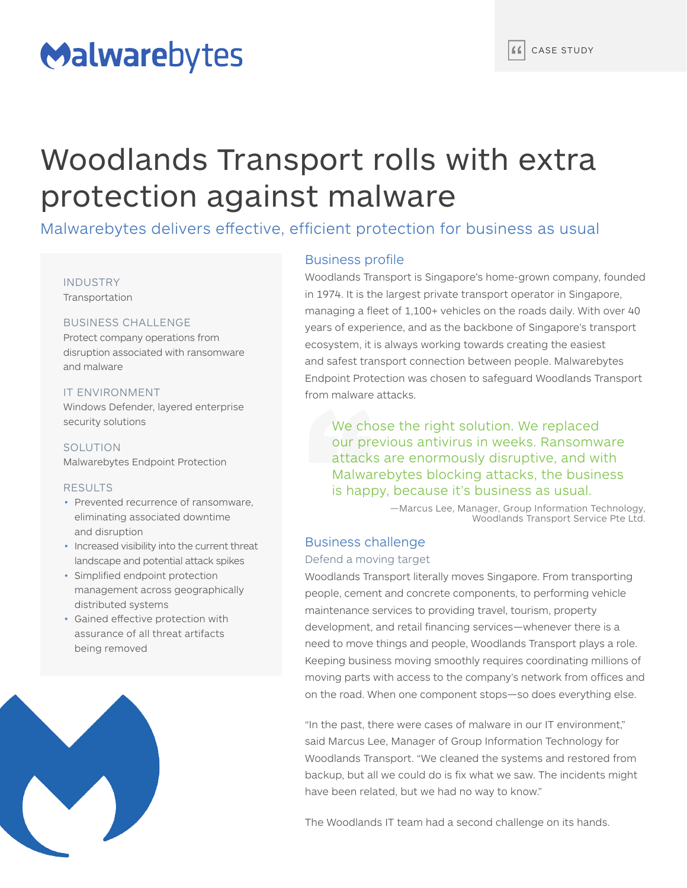Malwarebytes

CASE STUDY

# Woodlands Transport rolls with extra protection against malware

Malwarebytes delivers effective, efficient protection for business as usual

**INDUSTRY**
Transportation

**BUSINESS CHALLENGE**
Protect company operations from disruption associated with ransomware and malware

**IT ENVIRONMENT**
Windows Defender, layered enterprise security solutions

**SOLUTION**
Malwarebytes Endpoint Protection

**RESULTS**

- Prevented recurrence of ransomware, eliminating associated downtime and disruption
- Increased visibility into the current threat landscape and potential attack spikes
- Simplified endpoint protection management across geographically distributed systems
- Gained effective protection with assurance of all threat artifacts being removed

## Business profile

Woodlands Transport is Singapore's home-grown company, founded in 1974. It is the largest private transport operator in Singapore, managing a fleet of 1,100+ vehicles on the roads daily. With over 40 years of experience, and as the backbone of Singapore's transport ecosystem, it is always working towards creating the easiest and safest transport connection between people. Malwarebytes Endpoint Protection was chosen to safeguard Woodlands Transport from malware attacks.

> We chose the right solution. We replaced our previous antivirus in weeks. Ransomware attacks are enormously disruptive, and with Malwarebytes blocking attacks, the business is happy, because it's business as usual.
>
> —Marcus Lee, Manager, Group Information Technology, Woodlands Transport Service Pte Ltd.

## Business challenge

### Defend a moving target

Woodlands Transport literally moves Singapore. From transporting people, cement and concrete components, to performing vehicle maintenance services to providing travel, tourism, property development, and retail financing services—whenever there is a need to move things and people, Woodlands Transport plays a role. Keeping business moving smoothly requires coordinating millions of moving parts with access to the company's network from offices and on the road. When one component stops—so does everything else.

"In the past, there were cases of malware in our IT environment," said Marcus Lee, Manager of Group Information Technology for Woodlands Transport. "We cleaned the systems and restored from backup, but all we could do is fix what we saw. The incidents might have been related, but we had no way to know."

The Woodlands IT team had a second challenge on its hands.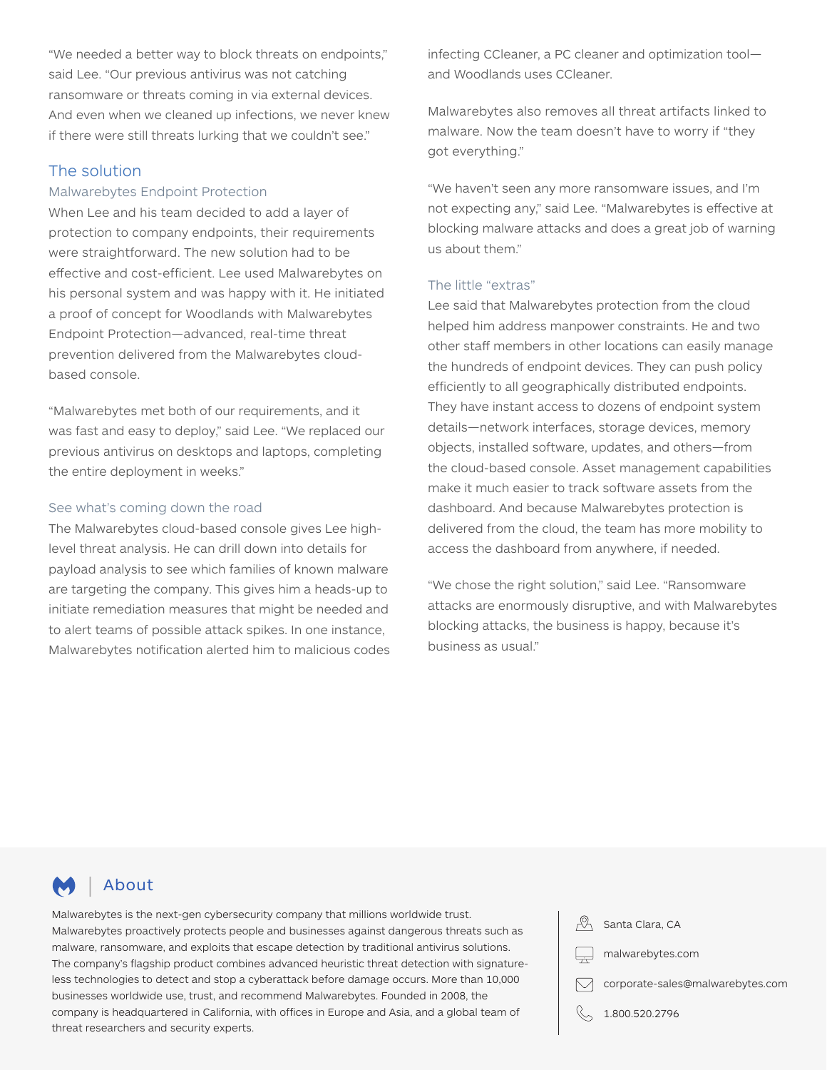"We needed a better way to block threats on endpoints," said Lee. "Our previous antivirus was not catching ransomware or threats coming in via external devices. And even when we cleaned up infections, we never knew if there were still threats lurking that we couldn't see."

## The solution

### Malwarebytes Endpoint Protection

When Lee and his team decided to add a layer of protection to company endpoints, their requirements were straightforward. The new solution had to be effective and cost-efficient. Lee used Malwarebytes on his personal system and was happy with it. He initiated a proof of concept for Woodlands with Malwarebytes Endpoint Protection—advanced, real-time threat prevention delivered from the Malwarebytes cloud-based console.

"Malwarebytes met both of our requirements, and it was fast and easy to deploy," said Lee. "We replaced our previous antivirus on desktops and laptops, completing the entire deployment in weeks."

### See what's coming down the road

The Malwarebytes cloud-based console gives Lee high-level threat analysis. He can drill down into details for payload analysis to see which families of known malware are targeting the company. This gives him a heads-up to initiate remediation measures that might be needed and to alert teams of possible attack spikes. In one instance, Malwarebytes notification alerted him to malicious codes infecting CCleaner, a PC cleaner and optimization tool—and Woodlands uses CCleaner.

Malwarebytes also removes all threat artifacts linked to malware. Now the team doesn't have to worry if "they got everything."

"We haven't seen any more ransomware issues, and I'm not expecting any," said Lee. "Malwarebytes is effective at blocking malware attacks and does a great job of warning us about them."

### The little "extras"

Lee said that Malwarebytes protection from the cloud helped him address manpower constraints. He and two other staff members in other locations can easily manage the hundreds of endpoint devices. They can push policy efficiently to all geographically distributed endpoints. They have instant access to dozens of endpoint system details—network interfaces, storage devices, memory objects, installed software, updates, and others—from the cloud-based console. Asset management capabilities make it much easier to track software assets from the dashboard. And because Malwarebytes protection is delivered from the cloud, the team has more mobility to access the dashboard from anywhere, if needed.

"We chose the right solution," said Lee. "Ransomware attacks are enormously disruptive, and with Malwarebytes blocking attacks, the business is happy, because it's business as usual."

## About

Malwarebytes is the next-gen cybersecurity company that millions worldwide trust. Malwarebytes proactively protects people and businesses against dangerous threats such as malware, ransomware, and exploits that escape detection by traditional antivirus solutions. The company's flagship product combines advanced heuristic threat detection with signature-less technologies to detect and stop a cyberattack before damage occurs. More than 10,000 businesses worldwide use, trust, and recommend Malwarebytes. Founded in 2008, the company is headquartered in California, with offices in Europe and Asia, and a global team of threat researchers and security experts.

Santa Clara, CA

malwarebytes.com

corporate-sales@malwarebytes.com

1.800.520.2796